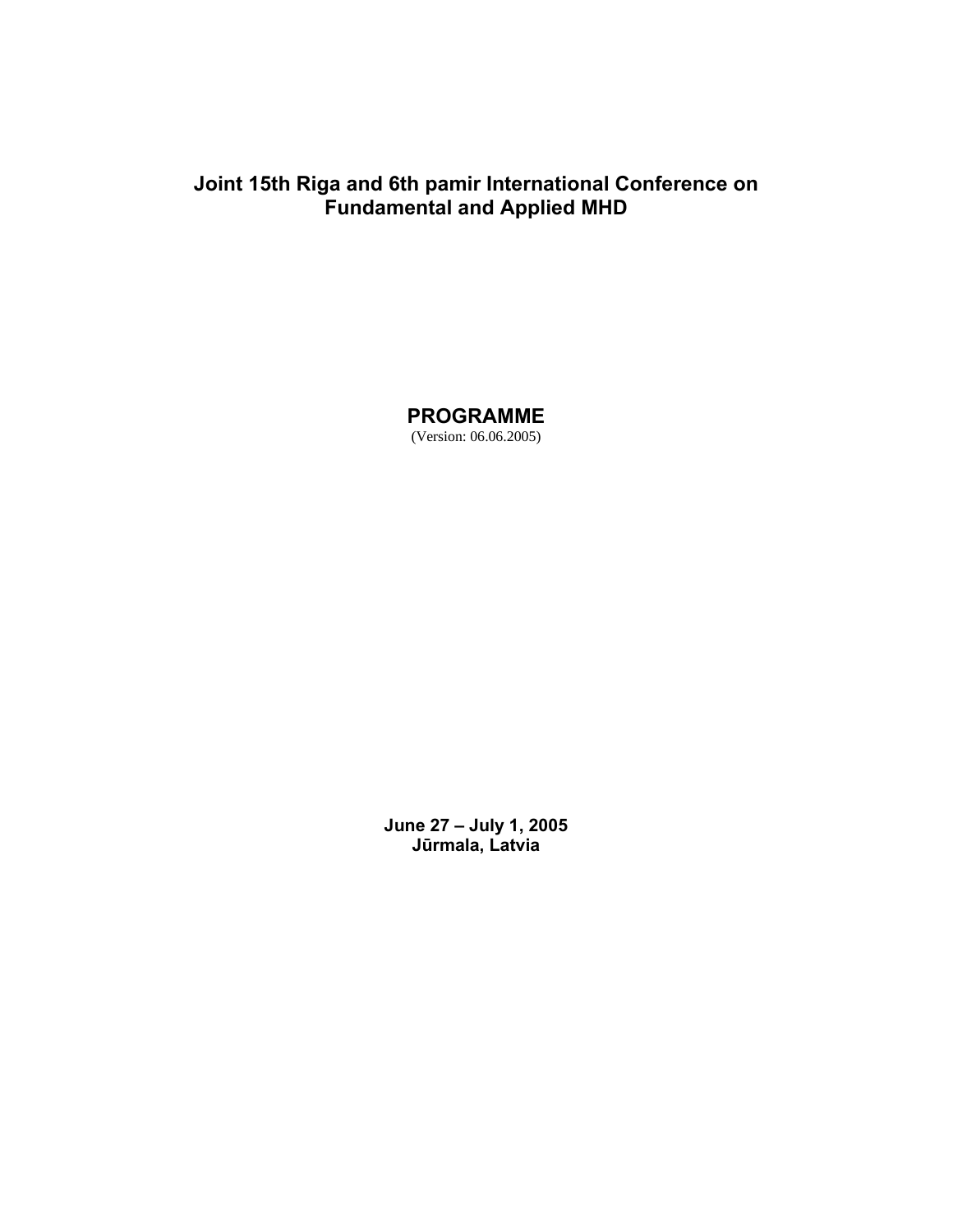# Joint 15th Riga and 6th pamir International Conference on Fundamental and Applied MHD

## PROGRAMME

(Version: 06.06.2005)

**June 27 – July 1, 2005**
**Jūrmala, Latvia**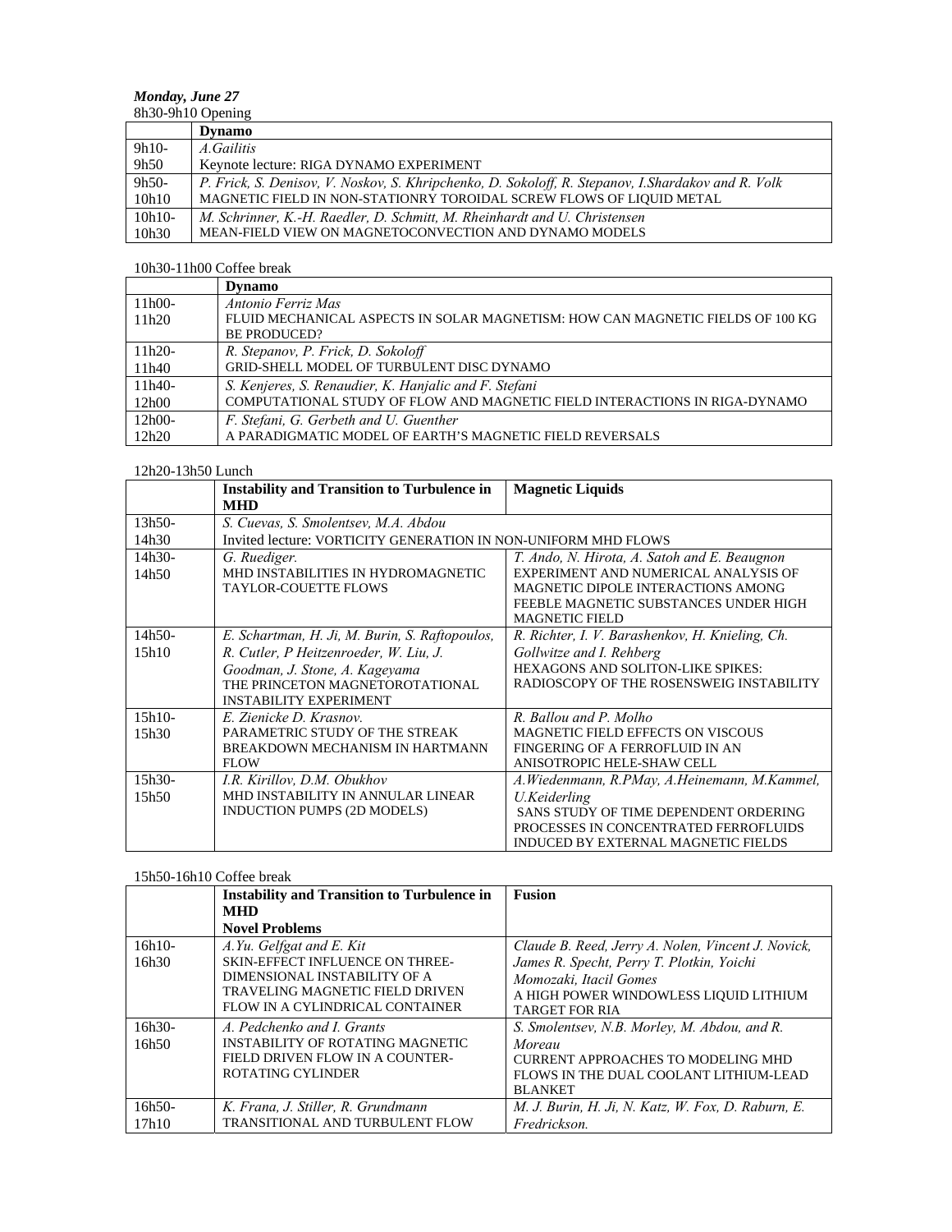***Monday, June 27***

8h30-9h10 Opening

| | **Dynamo** |
|---|---|
| 9h10-9h50 | *A.Gailitis*<br>Keynote lecture: RIGA DYNAMO EXPERIMENT |
| 9h50-10h10 | *P. Frick, S. Denisov, V. Noskov, S. Khripchenko, D. Sokoloff, R. Stepanov, I.Shardakov and R. Volk*<br>MAGNETIC FIELD IN NON-STATIONRY TOROIDAL SCREW FLOWS OF LIQUID METAL |
| 10h10-10h30 | *M. Schrinner, K.-H. Raedler, D. Schmitt, M. Rheinhardt and U. Christensen*<br>MEAN-FIELD VIEW ON MAGNETOCONVECTION AND DYNAMO MODELS |

10h30-11h00 Coffee break

| | **Dynamo** |
|---|---|
| 11h00-11h20 | *Antonio Ferriz Mas*<br>FLUID MECHANICAL ASPECTS IN SOLAR MAGNETISM: HOW CAN MAGNETIC FIELDS OF 100 KG BE PRODUCED? |
| 11h20-11h40 | *R. Stepanov, P. Frick, D. Sokoloff*<br>GRID-SHELL MODEL OF TURBULENT DISC DYNAMO |
| 11h40-12h00 | *S. Kenjeres, S. Renaudier, K. Hanjalic and F. Stefani*<br>COMPUTATIONAL STUDY OF FLOW AND MAGNETIC FIELD INTERACTIONS IN RIGA-DYNAMO |
| 12h00-12h20 | *F. Stefani, G. Gerbeth and U. Guenther*<br>A PARADIGMATIC MODEL OF EARTH'S MAGNETIC FIELD REVERSALS |

12h20-13h50 Lunch

| | **Instability and Transition to Turbulence in MHD** | **Magnetic Liquids** |
|---|---|---|
| 13h50-14h30 | *S. Cuevas, S. Smolentsev, M.A. Abdou*<br>Invited lecture: VORTICITY GENERATION IN NON-UNIFORM MHD FLOWS | |
| 14h30-14h50 | *G. Ruediger.*<br>MHD INSTABILITIES IN HYDROMAGNETIC TAYLOR-COUETTE FLOWS | *T. Ando, N. Hirota, A. Satoh and E. Beaugnon*<br>EXPERIMENT AND NUMERICAL ANALYSIS OF MAGNETIC DIPOLE INTERACTIONS AMONG FEEBLE MAGNETIC SUBSTANCES UNDER HIGH MAGNETIC FIELD |
| 14h50-15h10 | *E. Schartman, H. Ji, M. Burin, S. Raftopoulos, R. Cutler, P Heitzenroeder, W. Liu, J. Goodman, J. Stone, A. Kageyama*<br>THE PRINCETON MAGNETOROTATIONAL INSTABILITY EXPERIMENT | *R. Richter, I. V. Barashenkov, H. Knieling, Ch. Gollwitze and I. Rehberg*<br>HEXAGONS AND SOLITON-LIKE SPIKES: RADIOSCOPY OF THE ROSENSWEIG INSTABILITY |
| 15h10-15h30 | *E. Zienicke D. Krasnov.*<br>PARAMETRIC STUDY OF THE STREAK BREAKDOWN MECHANISM IN HARTMANN FLOW | *R. Ballou and P. Molho*<br>MAGNETIC FIELD EFFECTS ON VISCOUS FINGERING OF A FERROFLUID IN AN ANISOTROPIC HELE-SHAW CELL |
| 15h30-15h50 | *I.R. Kirillov, D.M. Obukhov*<br>MHD INSTABILITY IN ANNULAR LINEAR INDUCTION PUMPS (2D MODELS) | *A.Wiedenmann, R.PMay, A.Heinemann, M.Kammel, U.Keiderling*<br>SANS STUDY OF TIME DEPENDENT ORDERING PROCESSES IN CONCENTRATED FERROFLUIDS INDUCED BY EXTERNAL MAGNETIC FIELDS |

15h50-16h10 Coffee break

| | **Instability and Transition to Turbulence in MHD**<br>**Novel Problems** | **Fusion** |
|---|---|---|
| 16h10-16h30 | *A.Yu. Gelfgat and E. Kit*<br>SKIN-EFFECT INFLUENCE ON THREE-DIMENSIONAL INSTABILITY OF A TRAVELING MAGNETIC FIELD DRIVEN FLOW IN A CYLINDRICAL CONTAINER | *Claude B. Reed, Jerry A. Nolen, Vincent J. Novick, James R. Specht, Perry T. Plotkin, Yoichi Momozaki, Itacil Gomes*<br>A HIGH POWER WINDOWLESS LIQUID LITHIUM TARGET FOR RIA |
| 16h30-16h50 | *A. Pedchenko and I. Grants*<br>INSTABILITY OF ROTATING MAGNETIC FIELD DRIVEN FLOW IN A COUNTER-ROTATING CYLINDER | *S. Smolentsev, N.B. Morley, M. Abdou, and R. Moreau*<br>CURRENT APPROACHES TO MODELING MHD FLOWS IN THE DUAL COOLANT LITHIUM-LEAD BLANKET |
| 16h50-17h10 | *K. Frana, J. Stiller, R. Grundmann*<br>TRANSITIONAL AND TURBULENT FLOW | *M. J. Burin, H. Ji, N. Katz, W. Fox, D. Raburn, E. Fredrickson.* |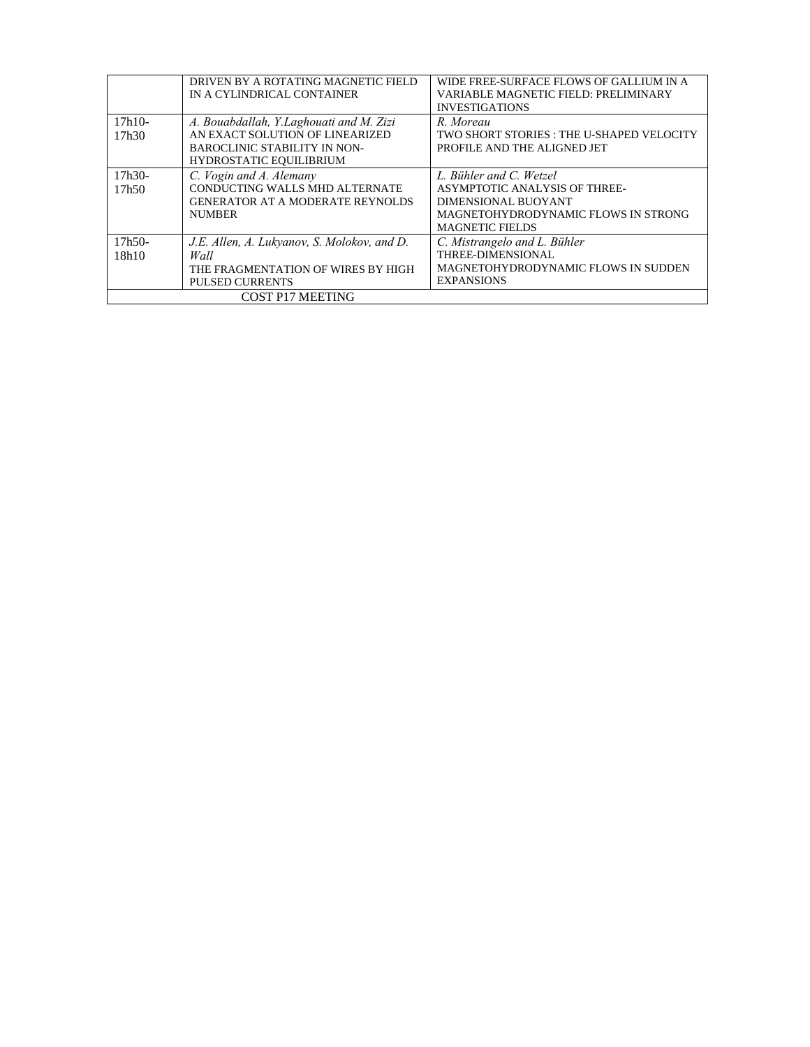| | | |
|---|---|---|
| | DRIVEN BY A ROTATING MAGNETIC FIELD IN A CYLINDRICAL CONTAINER | WIDE FREE-SURFACE FLOWS OF GALLIUM IN A VARIABLE MAGNETIC FIELD: PRELIMINARY INVESTIGATIONS |
| 17h10-17h30 | *A. Bouabdallah, Y.Laghouati and M. Zizi* AN EXACT SOLUTION OF LINEARIZED BAROCLINIC STABILITY IN NON-HYDROSTATIC EQUILIBRIUM | *R. Moreau* TWO SHORT STORIES : THE U-SHAPED VELOCITY PROFILE AND THE ALIGNED JET |
| 17h30-17h50 | *C. Vogin and A. Alemany* CONDUCTING WALLS MHD ALTERNATE GENERATOR AT A MODERATE REYNOLDS NUMBER | *L. Bühler and C. Wetzel* ASYMPTOTIC ANALYSIS OF THREE-DIMENSIONAL BUOYANT MAGNETOHYDRODYNAMIC FLOWS IN STRONG MAGNETIC FIELDS |
| 17h50-18h10 | *J.E. Allen, A. Lukyanov, S. Molokov, and D. Wall* THE FRAGMENTATION OF WIRES BY HIGH PULSED CURRENTS | *C. Mistrangelo and L. Bühler* THREE-DIMENSIONAL MAGNETOHYDRODYNAMIC FLOWS IN SUDDEN EXPANSIONS |
| COST P17 MEETING | | |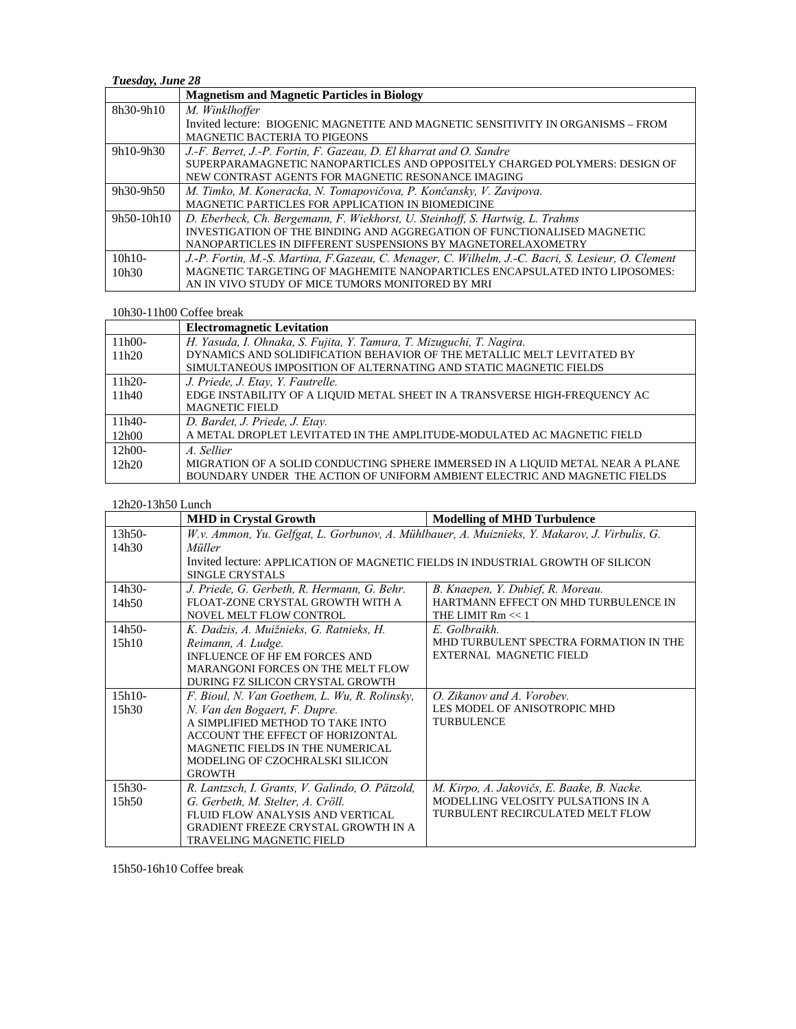***Tuesday, June 28***

| | **Magnetism and Magnetic Particles in Biology** |
|---|---|
| 8h30-9h10 | *M. Winklhoffer*<br>Invited lecture: BIOGENIC MAGNETITE AND MAGNETIC SENSITIVITY IN ORGANISMS – FROM MAGNETIC BACTERIA TO PIGEONS |
| 9h10-9h30 | *J.-F. Berret, J.-P. Fortin, F. Gazeau, D. El kharrat and O. Sandre*<br>SUPERPARAMAGNETIC NANOPARTICLES AND OPPOSITELY CHARGED POLYMERS: DESIGN OF NEW CONTRAST AGENTS FOR MAGNETIC RESONANCE IMAGING |
| 9h30-9h50 | *M. Timko, M. Koneracka, N. Tomapovičova, P. Končansky, V. Zavipova.*<br>MAGNETIC PARTICLES FOR APPLICATION IN BIOMEDICINE |
| 9h50-10h10 | *D. Eberbeck, Ch. Bergemann, F. Wiekhorst, U. Steinhoff, S. Hartwig, L. Trahms*<br>INVESTIGATION OF THE BINDING AND AGGREGATION OF FUNCTIONALISED MAGNETIC NANOPARTICLES IN DIFFERENT SUSPENSIONS BY MAGNETORELAXOMETRY |
| 10h10-10h30 | *J.-P. Fortin, M.-S. Martina, F.Gazeau, C. Menager, C. Wilhelm, J.-C. Bacri, S. Lesieur, O. Clement*<br>MAGNETIC TARGETING OF MAGHEMITE NANOPARTICLES ENCAPSULATED INTO LIPOSOMES: AN IN VIVO STUDY OF MICE TUMORS MONITORED BY MRI |

10h30-11h00 Coffee break

| | **Electromagnetic Levitation** |
|---|---|
| 11h00-11h20 | *H. Yasuda, I. Ohnaka, S. Fujita, Y. Tamura, T. Mizuguchi, T. Nagira.*<br>DYNAMICS AND SOLIDIFICATION BEHAVIOR OF THE METALLIC MELT LEVITATED BY SIMULTANEOUS IMPOSITION OF ALTERNATING AND STATIC MAGNETIC FIELDS |
| 11h20-11h40 | *J. Priede, J. Etay, Y. Fautrelle.*<br>EDGE INSTABILITY OF A LIQUID METAL SHEET IN A TRANSVERSE HIGH-FREQUENCY AC MAGNETIC FIELD |
| 11h40-12h00 | *D. Bardet, J. Priede, J. Etay.*<br>A METAL DROPLET LEVITATED IN THE AMPLITUDE-MODULATED AC MAGNETIC FIELD |
| 12h00-12h20 | *A. Sellier*<br>MIGRATION OF A SOLID CONDUCTING SPHERE IMMERSED IN A LIQUID METAL NEAR A PLANE BOUNDARY UNDER THE ACTION OF UNIFORM AMBIENT ELECTRIC AND MAGNETIC FIELDS |

12h20-13h50 Lunch

| | **MHD in Crystal Growth** | **Modelling of MHD Turbulence** |
|---|---|---|
| 13h50-14h30 | *W.v. Ammon, Yu. Gelfgat, L. Gorbunov, A. Mühlbauer, A. Muiznieks, Y. Makarov, J. Virbulis, G. Müller*<br>Invited lecture: APPLICATION OF MAGNETIC FIELDS IN INDUSTRIAL GROWTH OF SILICON SINGLE CRYSTALS | |
| 14h30-14h50 | *J. Priede, G. Gerbeth, R. Hermann, G. Behr.*<br>FLOAT-ZONE CRYSTAL GROWTH WITH A NOVEL MELT FLOW CONTROL | *B. Knaepen, Y. Dubief, R. Moreau.*<br>HARTMANN EFFECT ON MHD TURBULENCE IN THE LIMIT $Rm << 1$ |
| 14h50-15h10 | *K. Dadzis, A. Muižnieks, G. Ratnieks, H. Reimann, A. Ludge.*<br>INFLUENCE OF HF EM FORCES AND MARANGONI FORCES ON THE MELT FLOW DURING FZ SILICON CRYSTAL GROWTH | *E. Golbraikh.*<br>MHD TURBULENT SPECTRA FORMATION IN THE EXTERNAL MAGNETIC FIELD |
| 15h10-15h30 | *F. Bioul, N. Van Goethem, L. Wu, R. Rolinsky, N. Van den Bogaert, F. Dupre.*<br>A SIMPLIFIED METHOD TO TAKE INTO ACCOUNT THE EFFECT OF HORIZONTAL MAGNETIC FIELDS IN THE NUMERICAL MODELING OF CZOCHRALSKI SILICON GROWTH | *O. Zikanov and A. Vorobev.*<br>LES MODEL OF ANISOTROPIC MHD TURBULENCE |
| 15h30-15h50 | *R. Lantzsch, I. Grants, V. Galindo, O. Pätzold, G. Gerbeth, M. Stelter, A. Cröll.*<br>FLUID FLOW ANALYSIS AND VERTICAL GRADIENT FREEZE CRYSTAL GROWTH IN A TRAVELING MAGNETIC FIELD | *M. Kirpo, A. Jakovičs, E. Baake, B. Nacke.*<br>MODELLING VELOCITY PULSATIONS IN A TURBULENT RECIRCULATED MELT FLOW |

15h50-16h10 Coffee break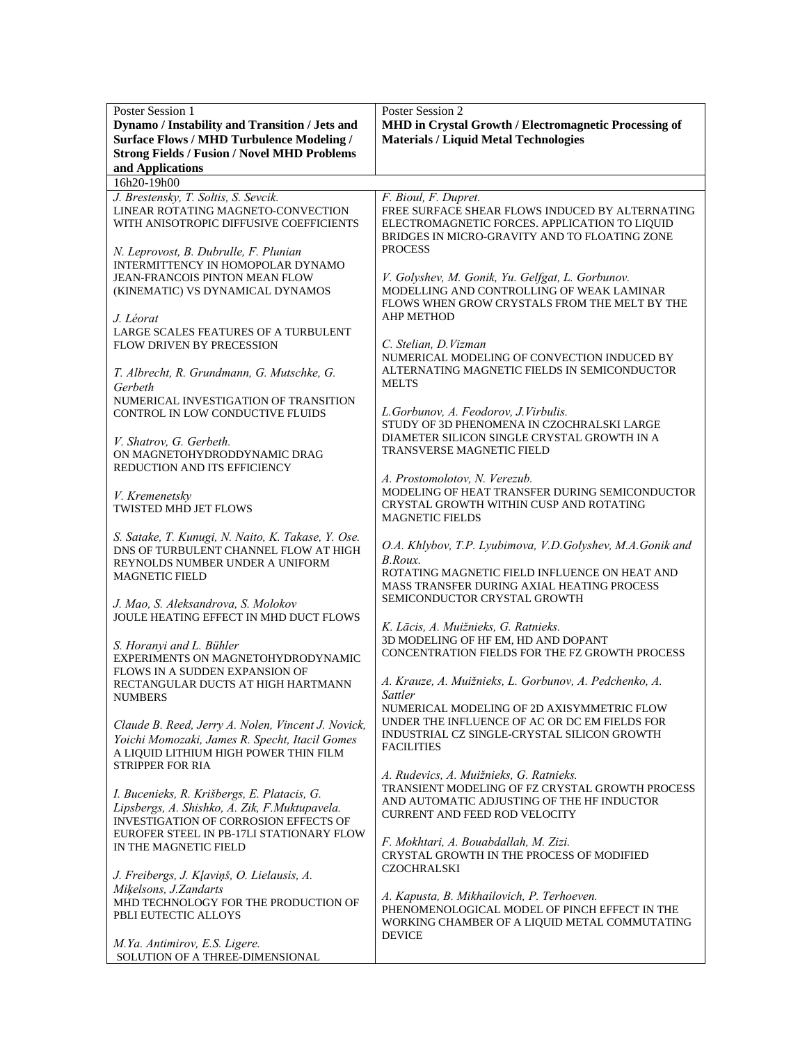| Poster Session 1<br>**Dynamo / Instability and Transition / Jets and Surface Flows / MHD Turbulence Modeling / Strong Fields / Fusion / Novel MHD Problems and Applications** | Poster Session 2<br>**MHD in Crystal Growth / Electromagnetic Processing of Materials / Liquid Metal Technologies** |
|---|---|
| 16h20-19h00 | |
| *J. Brestensky, T. Soltis, S. Sevcik.*<br>LINEAR ROTATING MAGNETO-CONVECTION WITH ANISOTROPIC DIFFUSIVE COEFFICIENTS<br><br>*N. Leprovost, B. Dubrulle, F. Plunian*<br>INTERMITTENCY IN HOMOPOLAR DYNAMO JEAN-FRANCOIS PINTON MEAN FLOW (KINEMATIC) VS DYNAMICAL DYNAMOS<br><br>*J. Léorat*<br>LARGE SCALES FEATURES OF A TURBULENT FLOW DRIVEN BY PRECESSION<br><br>*T. Albrecht, R. Grundmann, G. Mutschke, G. Gerbeth*<br>NUMERICAL INVESTIGATION OF TRANSITION CONTROL IN LOW CONDUCTIVE FLUIDS<br><br>*V. Shatrov, G. Gerbeth.*<br>ON MAGNETOHYDRODDYNAMIC DRAG REDUCTION AND ITS EFFICIENCY<br><br>*V. Kremenetsky*<br>TWISTED MHD JET FLOWS<br><br>*S. Satake, T. Kunugi, N. Naito, K. Takase, Y. Ose.*<br>DNS OF TURBULENT CHANNEL FLOW AT HIGH REYNOLDS NUMBER UNDER A UNIFORM MAGNETIC FIELD<br><br>*J. Mao, S. Aleksandrova, S. Molokov*<br>JOULE HEATING EFFECT IN MHD DUCT FLOWS<br><br>*S. Horanyi and L. Bühler*<br>EXPERIMENTS ON MAGNETOHYDRODYNAMIC FLOWS IN A SUDDEN EXPANSION OF RECTANGULAR DUCTS AT HIGH HARTMANN NUMBERS<br><br>*Claude B. Reed, Jerry A. Nolen, Vincent J. Novick, Yoichi Momozaki, James R. Specht, Itacil Gomes*<br>A LIQUID LITHIUM HIGH POWER THIN FILM STRIPPER FOR RIA<br><br>*I. Bucenieks, R. Krišbergs, E. Platacis, G. Lipsbergs, A. Shishko, A. Zik, F.Muktupavela.*<br>INVESTIGATION OF CORROSION EFFECTS OF EUROFER STEEL IN PB-17LI STATIONARY FLOW IN THE MAGNETIC FIELD<br><br>*J. Freibergs, J. Kļaviņš, O. Lielausis, A. Miķelsons, J.Zandarts*<br>MHD TECHNOLOGY FOR THE PRODUCTION OF PBLI EUTECTIC ALLOYS<br><br>*M.Ya. Antimirov, E.S. Ligere.*<br>SOLUTION OF A THREE-DIMENSIONAL | *F. Bioul, F. Dupret.*<br>FREE SURFACE SHEAR FLOWS INDUCED BY ALTERNATING ELECTROMAGNETIC FORCES. APPLICATION TO LIQUID BRIDGES IN MICRO-GRAVITY AND TO FLOATING ZONE PROCESS<br><br>*V. Golyshev, M. Gonik, Yu. Gelfgat, L. Gorbunov.*<br>MODELLING AND CONTROLLING OF WEAK LAMINAR FLOWS WHEN GROW CRYSTALS FROM THE MELT BY THE AHP METHOD<br><br>*C. Stelian, D.Vizman*<br>NUMERICAL MODELING OF CONVECTION INDUCED BY ALTERNATING MAGNETIC FIELDS IN SEMICONDUCTOR MELTS<br><br>*L.Gorbunov, A. Feodorov, J.Virbulis.*<br>STUDY OF 3D PHENOMENA IN CZOCHRALSKI LARGE DIAMETER SILICON SINGLE CRYSTAL GROWTH IN A TRANSVERSE MAGNETIC FIELD<br><br>*A. Prostomolotov, N. Verezub.*<br>MODELING OF HEAT TRANSFER DURING SEMICONDUCTOR CRYSTAL GROWTH WITHIN CUSP AND ROTATING MAGNETIC FIELDS<br><br>*O.A. Khlybov, T.P. Lyubimova, V.D.Golyshev, M.A.Gonik and B.Roux.*<br>ROTATING MAGNETIC FIELD INFLUENCE ON HEAT AND MASS TRANSFER DURING AXIAL HEATING PROCESS SEMICONDUCTOR CRYSTAL GROWTH<br><br>*K. Lācis, A. Muižnieks, G. Ratnieks.*<br>3D MODELING OF HF EM, HD AND DOPANT CONCENTRATION FIELDS FOR THE FZ GROWTH PROCESS<br><br>*A. Krauze, A. Muižnieks, L. Gorbunov, A. Pedchenko, A. Sattler*<br>NUMERICAL MODELING OF 2D AXISYMMETRIC FLOW UNDER THE INFLUENCE OF AC OR DC EM FIELDS FOR INDUSTRIAL CZ SINGLE-CRYSTAL SILICON GROWTH FACILITIES<br><br>*A. Rudevics, A. Muižnieks, G. Ratnieks.*<br>TRANSIENT MODELING OF FZ CRYSTAL GROWTH PROCESS AND AUTOMATIC ADJUSTING OF THE HF INDUCTOR CURRENT AND FEED ROD VELOCITY<br><br>*F. Mokhtari, A. Bouabdallah, M. Zizi.*<br>CRYSTAL GROWTH IN THE PROCESS OF MODIFIED CZOCHRALSKI<br><br>*A. Kapusta, B. Mikhailovich, P. Terhoeven.*<br>PHENOMENOLOGICAL MODEL OF PINCH EFFECT IN THE WORKING CHAMBER OF A LIQUID METAL COMMUTATING DEVICE |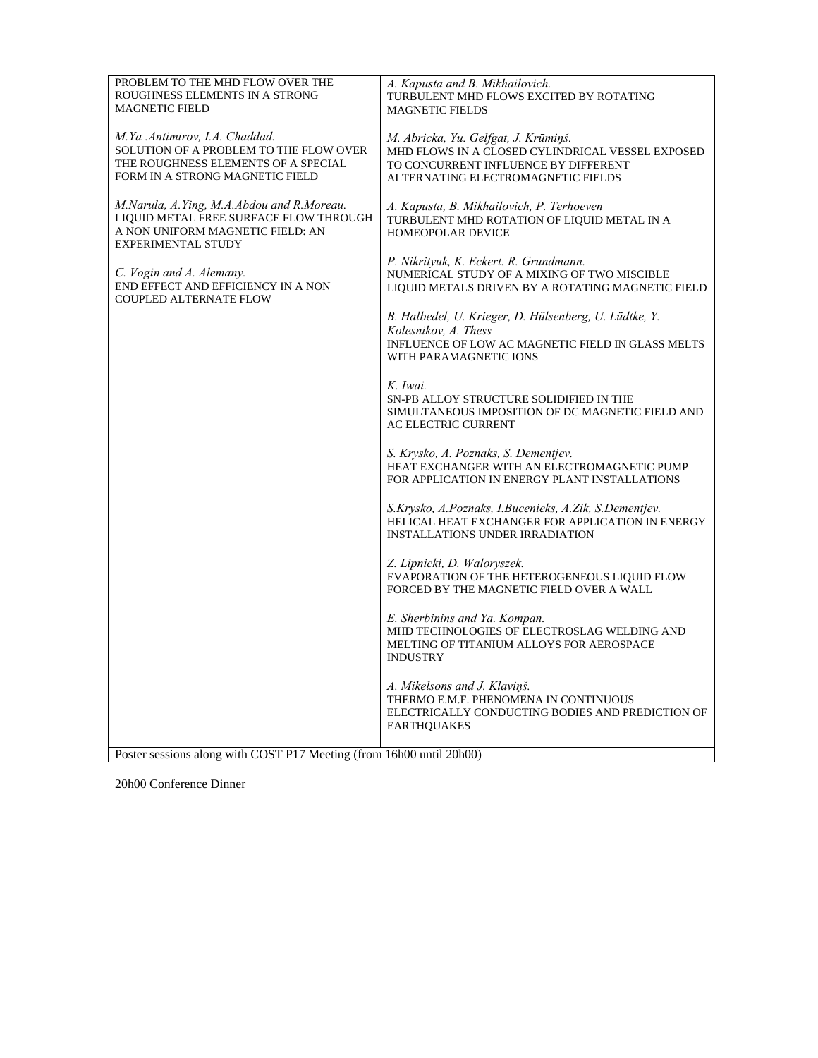| | |
|---|---|
| PROBLEM TO THE MHD FLOW OVER THE ROUGHNESS ELEMENTS IN A STRONG MAGNETIC FIELD<br><br>*M.Ya .Antimirov, I.A. Chaddad.*<br>SOLUTION OF A PROBLEM TO THE FLOW OVER THE ROUGHNESS ELEMENTS OF A SPECIAL FORM IN A STRONG MAGNETIC FIELD<br><br>*M.Narula, A.Ying, M.A.Abdou and R.Moreau.*<br>LIQUID METAL FREE SURFACE FLOW THROUGH A NON UNIFORM MAGNETIC FIELD: AN EXPERIMENTAL STUDY<br><br>*C. Vogin and A. Alemany.*<br>END EFFECT AND EFFICIENCY IN A NON COUPLED ALTERNATE FLOW | *A. Kapusta and B. Mikhailovich.*<br>TURBULENT MHD FLOWS EXCITED BY ROTATING MAGNETIC FIELDS<br><br>*M. Abricka, Yu. Gelfgat, J. Krūmiņš.*<br>MHD FLOWS IN A CLOSED CYLINDRICAL VESSEL EXPOSED TO CONCURRENT INFLUENCE BY DIFFERENT ALTERNATING ELECTROMAGNETIC FIELDS<br><br>*A. Kapusta, B. Mikhailovich, P. Terhoeven*<br>TURBULENT MHD ROTATION OF LIQUID METAL IN A HOMEOPOLAR DEVICE<br><br>*P. Nikrityuk, K. Eckert. R. Grundmann.*<br>NUMERICAL STUDY OF A MIXING OF TWO MISCIBLE LIQUID METALS DRIVEN BY A ROTATING MAGNETIC FIELD<br><br>*B. Halbedel, U. Krieger, D. Hülsenberg, U. Lüdtke, Y. Kolesnikov, A. Thess*<br>INFLUENCE OF LOW AC MAGNETIC FIELD IN GLASS MELTS WITH PARAMAGNETIC IONS<br><br>*K. Iwai.*<br>SN-PB ALLOY STRUCTURE SOLIDIFIED IN THE SIMULTANEOUS IMPOSITION OF DC MAGNETIC FIELD AND AC ELECTRIC CURRENT<br><br>*S. Krysko, A. Poznaks, S. Dementjev.*<br>HEAT EXCHANGER WITH AN ELECTROMAGNETIC PUMP FOR APPLICATION IN ENERGY PLANT INSTALLATIONS<br><br>*S.Krysko, A.Poznaks, I.Bucenieks, A.Zik, S.Dementjev.*<br>HELICAL HEAT EXCHANGER FOR APPLICATION IN ENERGY INSTALLATIONS UNDER IRRADIATION<br><br>*Z. Lipnicki, D. Waloryszek.*<br>EVAPORATION OF THE HETEROGENEOUS LIQUID FLOW FORCED BY THE MAGNETIC FIELD OVER A WALL<br><br>*E. Sherbinins and Ya. Kompan.*<br>MHD TECHNOLOGIES OF ELECTROSLAG WELDING AND MELTING OF TITANIUM ALLOYS FOR AEROSPACE INDUSTRY<br><br>*A. Mikelsons and J. Klaviņš.*<br>THERMO E.M.F. PHENOMENA IN CONTINUOUS ELECTRICALLY CONDUCTING BODIES AND PREDICTION OF EARTHQUAKES |
| Poster sessions along with COST P17 Meeting (from 16h00 until 20h00) | |

20h00 Conference Dinner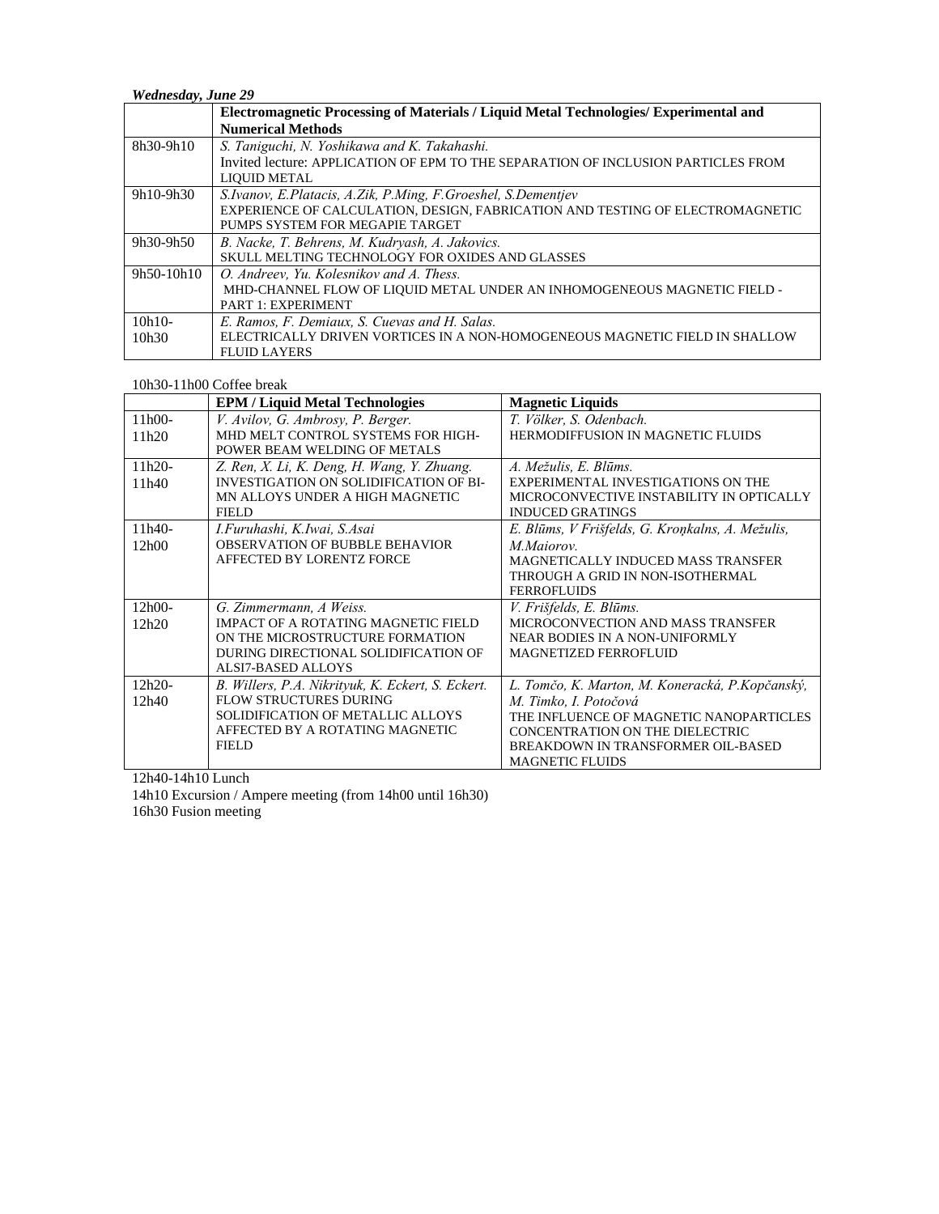***Wednesday, June 29***

| | **Electromagnetic Processing of Materials / Liquid Metal Technologies/ Experimental and Numerical Methods** |
|---|---|
| 8h30-9h10 | *S. Taniguchi, N. Yoshikawa and K. Takahashi.*<br>Invited lecture: APPLICATION OF EPM TO THE SEPARATION OF INCLUSION PARTICLES FROM LIQUID METAL |
| 9h10-9h30 | *S.Ivanov, E.Platacis, A.Zik, P.Ming, F.Groeshel, S.Dementjev*<br>EXPERIENCE OF CALCULATION, DESIGN, FABRICATION AND TESTING OF ELECTROMAGNETIC PUMPS SYSTEM FOR MEGAPIE TARGET |
| 9h30-9h50 | *B. Nacke, T. Behrens, M. Kudryash, A. Jakovics.*<br>SKULL MELTING TECHNOLOGY FOR OXIDES AND GLASSES |
| 9h50-10h10 | *O. Andreev, Yu. Kolesnikov and A. Thess.*<br>MHD-CHANNEL FLOW OF LIQUID METAL UNDER AN INHOMOGENEOUS MAGNETIC FIELD - PART 1: EXPERIMENT |
| 10h10-10h30 | *E. Ramos, F. Demiaux, S. Cuevas and H. Salas.*<br>ELECTRICALLY DRIVEN VORTICES IN A NON-HOMOGENEOUS MAGNETIC FIELD IN SHALLOW FLUID LAYERS |

10h30-11h00 Coffee break

| | **EPM / Liquid Metal Technologies** | **Magnetic Liquids** |
|---|---|---|
| 11h00-11h20 | *V. Avilov, G. Ambrosy, P. Berger.*<br>MHD MELT CONTROL SYSTEMS FOR HIGH-POWER BEAM WELDING OF METALS | *T. Völker, S. Odenbach.*<br>HERMODIFFUSION IN MAGNETIC FLUIDS |
| 11h20-11h40 | *Z. Ren, X. Li, K. Deng, H. Wang, Y. Zhuang.*<br>INVESTIGATION ON SOLIDIFICATION OF BI-MN ALLOYS UNDER A HIGH MAGNETIC FIELD | *A. Mežulis, E. Blūms.*<br>EXPERIMENTAL INVESTIGATIONS ON THE MICROCONVECTIVE INSTABILITY IN OPTICALLY INDUCED GRATINGS |
| 11h40-12h00 | *I.Furuhashi, K.Iwai, S.Asai*<br>OBSERVATION OF BUBBLE BEHAVIOR AFFECTED BY LORENTZ FORCE | *E. Blūms, V Frišfelds, G. Kroņkalns, A. Mežulis, M.Maiorov.*<br>MAGNETICALLY INDUCED MASS TRANSFER THROUGH A GRID IN NON-ISOTHERMAL FERROFLUIDS |
| 12h00-12h20 | *G. Zimmermann, A Weiss.*<br>IMPACT OF A ROTATING MAGNETIC FIELD ON THE MICROSTRUCTURE FORMATION DURING DIRECTIONAL SOLIDIFICATION OF ALSI7-BASED ALLOYS | *V. Frišfelds, E. Blūms.*<br>MICROCONVECTION AND MASS TRANSFER NEAR BODIES IN A NON-UNIFORMLY MAGNETIZED FERROFLUID |
| 12h20-12h40 | *B. Willers, P.A. Nikrityuk, K. Eckert, S. Eckert.*<br>FLOW STRUCTURES DURING SOLIDIFICATION OF METALLIC ALLOYS AFFECTED BY A ROTATING MAGNETIC FIELD | *L. Tomčo, K. Marton, M. Koneracká, P.Kopčanský, M. Timko, I. Potočová*<br>THE INFLUENCE OF MAGNETIC NANOPARTICLES CONCENTRATION ON THE DIELECTRIC BREAKDOWN IN TRANSFORMER OIL-BASED MAGNETIC FLUIDS |

12h40-14h10 Lunch

14h10 Excursion / Ampere meeting (from 14h00 until 16h30)

16h30 Fusion meeting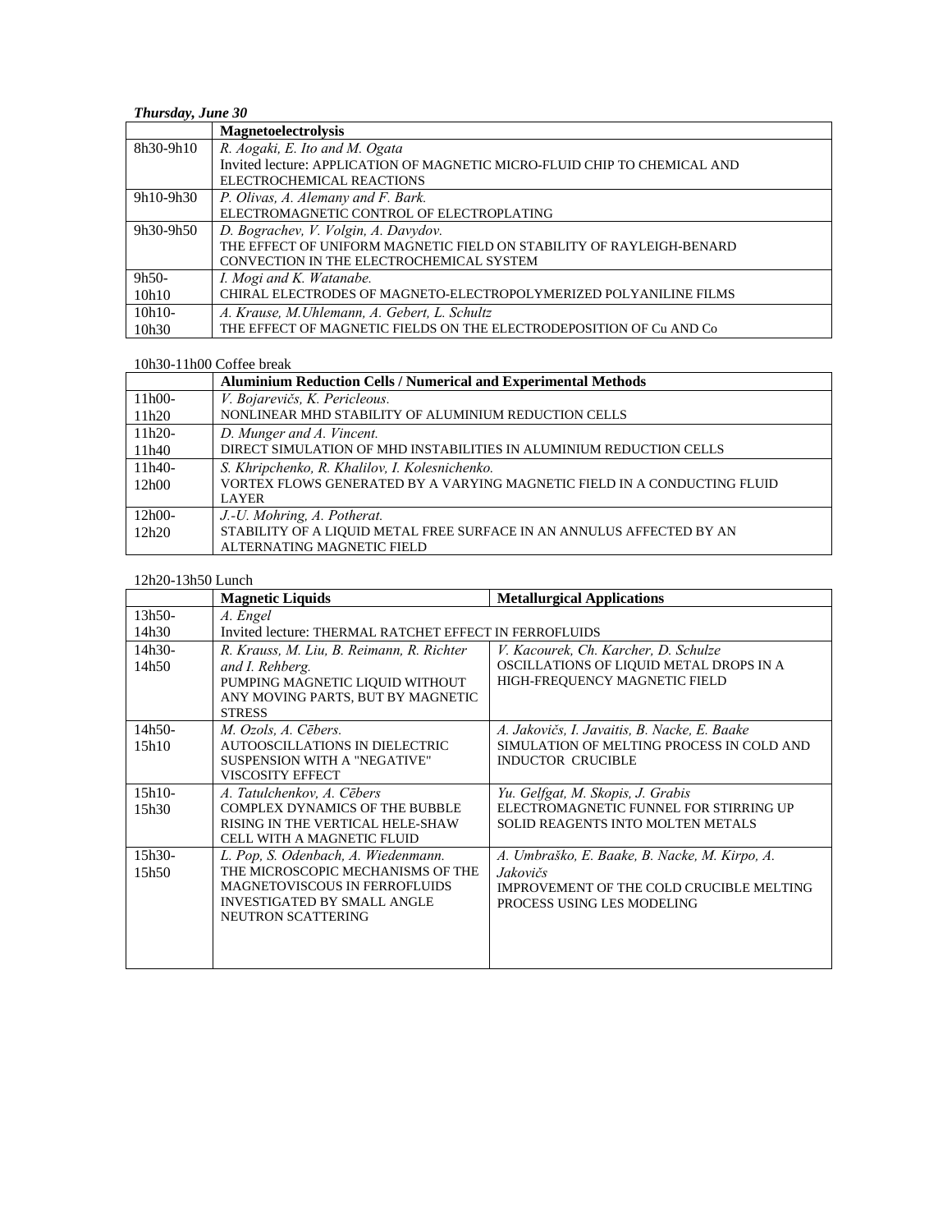***Thursday, June 30***

| | **Magnetoelectrolysis** |
|---|---|
| 8h30-9h10 | *R. Aogaki, E. Ito and M. Ogata*<br>Invited lecture: APPLICATION OF MAGNETIC MICRO-FLUID CHIP TO CHEMICAL AND ELECTROCHEMICAL REACTIONS |
| 9h10-9h30 | *P. Olivas, A. Alemany and F. Bark.*<br>ELECTROMAGNETIC CONTROL OF ELECTROPLATING |
| 9h30-9h50 | *D. Bograchev, V. Volgin, A. Davydov.*<br>THE EFFECT OF UNIFORM MAGNETIC FIELD ON STABILITY OF RAYLEIGH-BENARD CONVECTION IN THE ELECTROCHEMICAL SYSTEM |
| 9h50-10h10 | *I. Mogi and K. Watanabe.*<br>CHIRAL ELECTRODES OF MAGNETO-ELECTROPOLYMERIZED POLYANILINE FILMS |
| 10h10-10h30 | *A. Krause, M.Uhlemann, A. Gebert, L. Schultz*<br>THE EFFECT OF MAGNETIC FIELDS ON THE ELECTRODEPOSITION OF Cu AND Co |

10h30-11h00 Coffee break

| | **Aluminium Reduction Cells / Numerical and Experimental Methods** |
|---|---|
| 11h00-11h20 | *V. Bojarevičs, K. Pericleous.*<br>NONLINEAR MHD STABILITY OF ALUMINIUM REDUCTION CELLS |
| 11h20-11h40 | *D. Munger and A. Vincent.*<br>DIRECT SIMULATION OF MHD INSTABILITIES IN ALUMINIUM REDUCTION CELLS |
| 11h40-12h00 | *S. Khripchenko, R. Khalilov, I. Kolesnichenko.*<br>VORTEX FLOWS GENERATED BY A VARYING MAGNETIC FIELD IN A CONDUCTING FLUID LAYER |
| 12h00-12h20 | *J.-U. Mohring, A. Potherat.*<br>STABILITY OF A LIQUID METAL FREE SURFACE IN AN ANNULUS AFFECTED BY AN ALTERNATING MAGNETIC FIELD |

12h20-13h50 Lunch

| | **Magnetic Liquids** | **Metallurgical Applications** |
|---|---|---|
| 13h50-14h30 | *A. Engel*<br>Invited lecture: THERMAL RATCHET EFFECT IN FERROFLUIDS | |
| 14h30-14h50 | *R. Krauss, M. Liu, B. Reimann, R. Richter and I. Rehberg.*<br>PUMPING MAGNETIC LIQUID WITHOUT ANY MOVING PARTS, BUT BY MAGNETIC STRESS | *V. Kacourek, Ch. Karcher, D. Schulze*<br>OSCILLATIONS OF LIQUID METAL DROPS IN A HIGH-FREQUENCY MAGNETIC FIELD |
| 14h50-15h10 | *M. Ozols, A. Cēbers.*<br>AUTOOSCILLATIONS IN DIELECTRIC SUSPENSION WITH A "NEGATIVE" VISCOSITY EFFECT | *A. Jakovičs, I. Javaitis, B. Nacke, E. Baake*<br>SIMULATION OF MELTING PROCESS IN COLD AND INDUCTOR CRUCIBLE |
| 15h10-15h30 | *A. Tatulchenkov, A. Cēbers*<br>COMPLEX DYNAMICS OF THE BUBBLE RISING IN THE VERTICAL HELE-SHAW CELL WITH A MAGNETIC FLUID | *Yu. Gelfgat, M. Skopis, J. Grabis*<br>ELECTROMAGNETIC FUNNEL FOR STIRRING UP SOLID REAGENTS INTO MOLTEN METALS |
| 15h30-15h50 | *L. Pop, S. Odenbach, A. Wiedenmann.*<br>THE MICROSCOPIC MECHANISMS OF THE MAGNETOVISCOUS IN FERROFLUIDS INVESTIGATED BY SMALL ANGLE NEUTRON SCATTERING | *A. Umbraško, E. Baake, B. Nacke, M. Kirpo, A. Jakovičs*<br>IMPROVEMENT OF THE COLD CRUCIBLE MELTING PROCESS USING LES MODELING |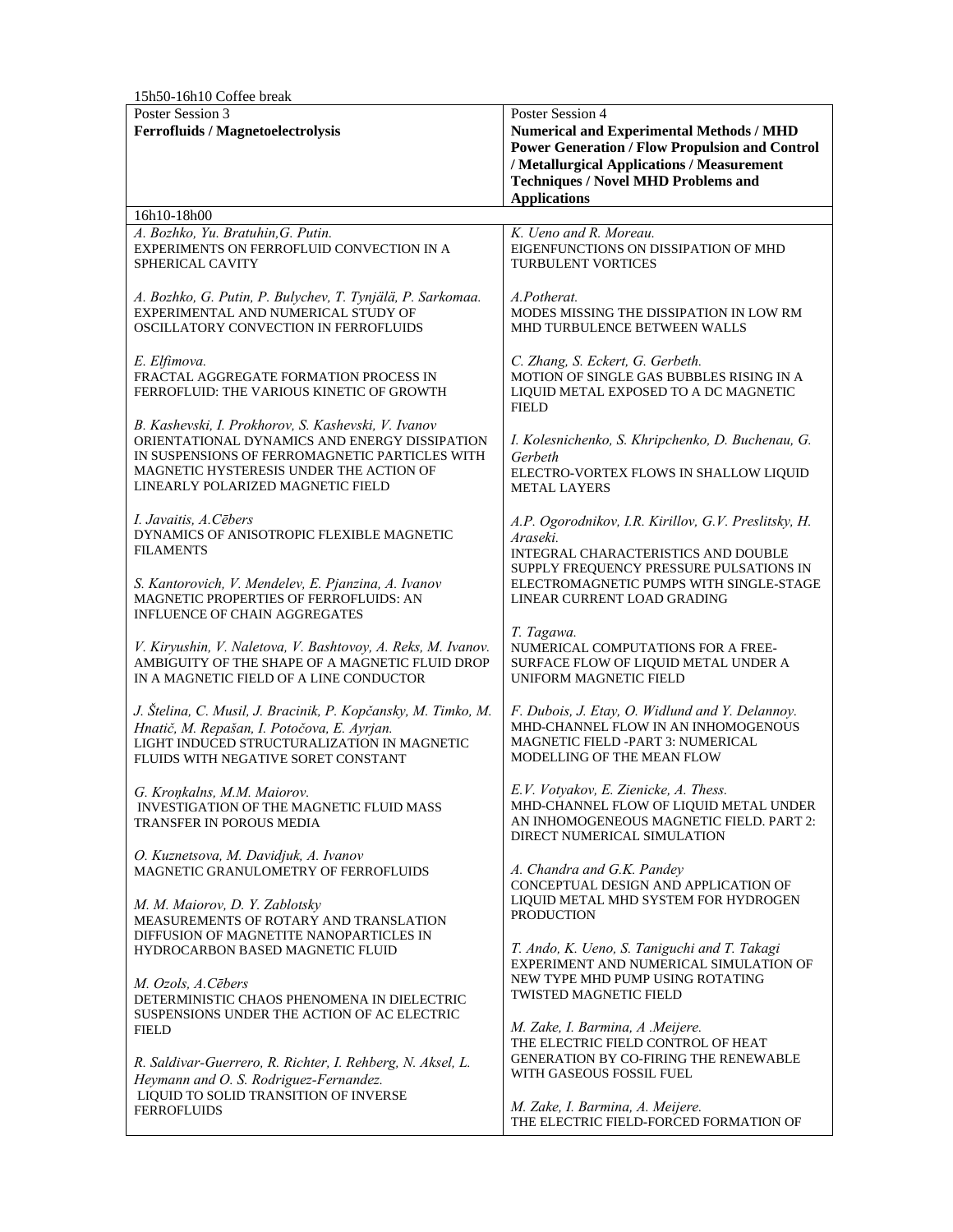15h50-16h10 Coffee break

| Poster Session 3<br>**Ferrofluids / Magnetoelectrolysis** | Poster Session 4<br>**Numerical and Experimental Methods / MHD Power Generation / Flow Propulsion and Control / Metallurgical Applications / Measurement Techniques / Novel MHD Problems and Applications** |
| --- | --- |
| 16h10-18h00 | |
| *A. Bozhko, Yu. Bratuhin, G. Putin.*<br>EXPERIMENTS ON FERROFLUID CONVECTION IN A SPHERICAL CAVITY<br><br>*A. Bozhko, G. Putin, P. Bulychev, T. Tynjälä, P. Sarkomaa.*<br>EXPERIMENTAL AND NUMERICAL STUDY OF OSCILLATORY CONVECTION IN FERROFLUIDS<br><br>*E. Elfimova.*<br>FRACTAL AGGREGATE FORMATION PROCESS IN FERROFLUID: THE VARIOUS KINETIC OF GROWTH<br><br>*B. Kashevski, I. Prokhorov, S. Kashevski, V. Ivanov*<br>ORIENTATIONAL DYNAMICS AND ENERGY DISSIPATION IN SUSPENSIONS OF FERROMAGNETIC PARTICLES WITH MAGNETIC HYSTERESIS UNDER THE ACTION OF LINEARLY POLARIZED MAGNETIC FIELD<br><br>*I. Javaitis, A.Cēbers*<br>DYNAMICS OF ANISOTROPIC FLEXIBLE MAGNETIC FILAMENTS<br><br>*S. Kantorovich, V. Mendelev, E. Pjanzina, A. Ivanov*<br>MAGNETIC PROPERTIES OF FERROFLUIDS: AN INFLUENCE OF CHAIN AGGREGATES<br><br>*V. Kiryushin, V. Naletova, V. Bashtovoy, A. Reks, M. Ivanov.*<br>AMBIGUITY OF THE SHAPE OF A MAGNETIC FLUID DROP IN A MAGNETIC FIELD OF A LINE CONDUCTOR<br><br>*J. Štelina, C. Musil, J. Bracinik, P. Kopčansky, M. Timko, M. Hnatič, M. Repašan, I. Potočova, E. Ayrjan.*<br>LIGHT INDUCED STRUCTURALIZATION IN MAGNETIC FLUIDS WITH NEGATIVE SORET CONSTANT<br><br>*G. Kroņkalns, M.M. Maiorov.*<br>INVESTIGATION OF THE MAGNETIC FLUID MASS TRANSFER IN POROUS MEDIA<br><br>*O. Kuznetsova, M. Davidjuk, A. Ivanov*<br>MAGNETIC GRANULOMETRY OF FERROFLUIDS<br><br>*M. M. Maiorov, D. Y. Zablotsky*<br>MEASUREMENTS OF ROTARY AND TRANSLATION DIFFUSION OF MAGNETITE NANOPARTICLES IN HYDROCARBON BASED MAGNETIC FLUID<br><br>*M. Ozols, A.Cēbers*<br>DETERMINISTIC CHAOS PHENOMENA IN DIELECTRIC SUSPENSIONS UNDER THE ACTION OF AC ELECTRIC FIELD<br><br>*R. Saldivar-Guerrero, R. Richter, I. Rehberg, N. Aksel, L. Heymann and O. S. Rodriguez-Fernandez.*<br>LIQUID TO SOLID TRANSITION OF INVERSE FERROFLUIDS | *K. Ueno and R. Moreau.*<br>EIGENFUNCTIONS ON DISSIPATION OF MHD TURBULENT VORTICES<br><br>*A.Potherat.*<br>MODES MISSING THE DISSIPATION IN LOW RM MHD TURBULENCE BETWEEN WALLS<br><br>*C. Zhang, S. Eckert, G. Gerbeth.*<br>MOTION OF SINGLE GAS BUBBLES RISING IN A LIQUID METAL EXPOSED TO A DC MAGNETIC FIELD<br><br>*I. Kolesnichenko, S. Khripchenko, D. Buchenau, G. Gerbeth*<br>ELECTRO-VORTEX FLOWS IN SHALLOW LIQUID METAL LAYERS<br><br>*A.P. Ogorodnikov, I.R. Kirillov, G.V. Preslitsky, H. Araseki.*<br>INTEGRAL CHARACTERISTICS AND DOUBLE SUPPLY FREQUENCY PRESSURE PULSATIONS IN ELECTROMAGNETIC PUMPS WITH SINGLE-STAGE LINEAR CURRENT LOAD GRADING<br><br>*T. Tagawa.*<br>NUMERICAL COMPUTATIONS FOR A FREE-SURFACE FLOW OF LIQUID METAL UNDER A UNIFORM MAGNETIC FIELD<br><br>*F. Dubois, J. Etay, O. Widlund and Y. Delannoy.*<br>MHD-CHANNEL FLOW IN AN INHOMOGENOUS MAGNETIC FIELD -PART 3: NUMERICAL MODELLING OF THE MEAN FLOW<br><br>*E.V. Votyakov, E. Zienicke, A. Thess.*<br>MHD-CHANNEL FLOW OF LIQUID METAL UNDER AN INHOMOGENEOUS MAGNETIC FIELD. PART 2: DIRECT NUMERICAL SIMULATION<br><br>*A. Chandra and G.K. Pandey*<br>CONCEPTUAL DESIGN AND APPLICATION OF LIQUID METAL MHD SYSTEM FOR HYDROGEN PRODUCTION<br><br>*T. Ando, K. Ueno, S. Taniguchi and T. Takagi*<br>EXPERIMENT AND NUMERICAL SIMULATION OF NEW TYPE MHD PUMP USING ROTATING TWISTED MAGNETIC FIELD<br><br>*M. Zake, I. Barmina, A .Meijere.*<br>THE ELECTRIC FIELD CONTROL OF HEAT GENERATION BY CO-FIRING THE RENEWABLE WITH GASEOUS FOSSIL FUEL<br><br>*M. Zake, I. Barmina, A. Meijere.*<br>THE ELECTRIC FIELD-FORCED FORMATION OF |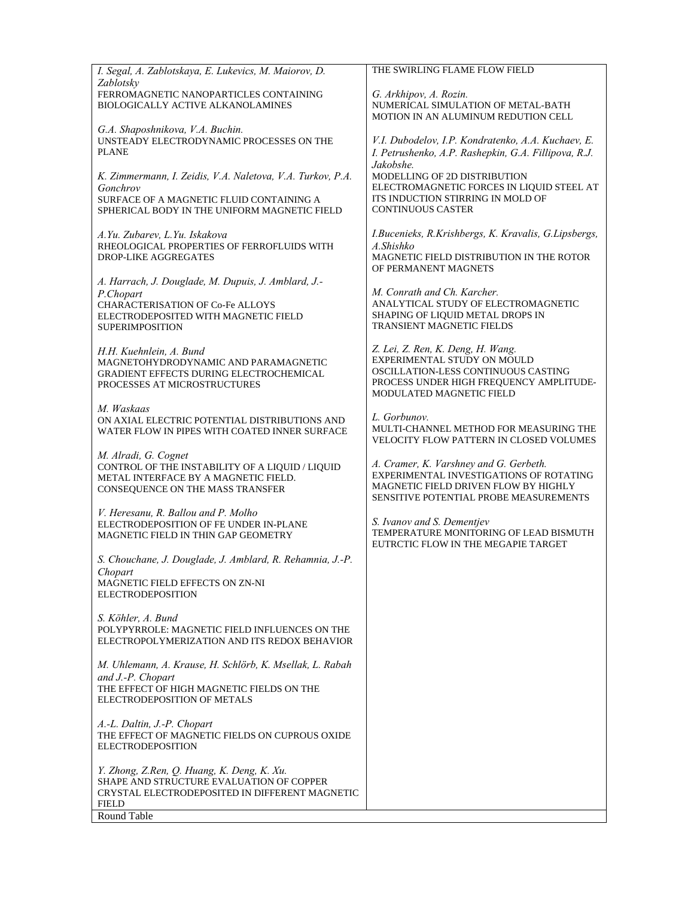*I. Segal, A. Zablotskaya, E. Lukevics, M. Maiorov, D. Zablotsky*
FERROMAGNETIC NANOPARTICLES CONTAINING BIOLOGICALLY ACTIVE ALKANOLAMINES

*G.A. Shaposhnikova, V.A. Buchin.*
UNSTEADY ELECTRODYNAMIC PROCESSES ON THE PLANE

*K. Zimmermann, I. Zeidis, V.A. Naletova, V.A. Turkov, P.A. Gonchrov*
SURFACE OF A MAGNETIC FLUID CONTAINING A SPHERICAL BODY IN THE UNIFORM MAGNETIC FIELD

*A.Yu. Zubarev, L.Yu. Iskakova*
RHEOLOGICAL PROPERTIES OF FERROFLUIDS WITH DROP-LIKE AGGREGATES

*A. Harrach, J. Douglade, M. Dupuis, J. Amblard, J.-P.Chopart*
CHARACTERISATION OF Co-Fe ALLOYS ELECTRODEPOSITED WITH MAGNETIC FIELD SUPERIMPOSITION

*H.H. Kuehnlein, A. Bund*
MAGNETOHYDRODYNAMIC AND PARAMAGNETIC GRADIENT EFFECTS DURING ELECTROCHEMICAL PROCESSES AT MICROSTRUCTURES

*M. Waskaas*
ON AXIAL ELECTRIC POTENTIAL DISTRIBUTIONS AND WATER FLOW IN PIPES WITH COATED INNER SURFACE

*M. Alradi, G. Cognet*
CONTROL OF THE INSTABILITY OF A LIQUID / LIQUID METAL INTERFACE BY A MAGNETIC FIELD. CONSEQUENCE ON THE MASS TRANSFER

*V. Heresanu, R. Ballou and P. Molho*
ELECTRODEPOSITION OF FE UNDER IN-PLANE MAGNETIC FIELD IN THIN GAP GEOMETRY

*S. Chouchane, J. Douglade, J. Amblard, R. Rehamnia, J.-P. Chopart*
MAGNETIC FIELD EFFECTS ON ZN-NI ELECTRODEPOSITION

*S. Köhler, A. Bund*
POLYPYRROLE: MAGNETIC FIELD INFLUENCES ON THE ELECTROPOLYMERIZATION AND ITS REDOX BEHAVIOR

*M. Uhlemann, A. Krause, H. Schlörb, K. Msellak, L. Rabah and J.-P. Chopart*
THE EFFECT OF HIGH MAGNETIC FIELDS ON THE ELECTRODEPOSITION OF METALS

*A.-L. Daltin, J.-P. Chopart*
THE EFFECT OF MAGNETIC FIELDS ON CUPROUS OXIDE ELECTRODEPOSITION

*Y. Zhong, Z.Ren, Q. Huang, K. Deng, K. Xu.*
SHAPE AND STRUCTURE EVALUATION OF COPPER CRYSTAL ELECTRODEPOSITED IN DIFFERENT MAGNETIC FIELD

THE SWIRLING FLAME FLOW FIELD

*G. Arkhipov, A. Rozin.*
NUMERICAL SIMULATION OF METAL-BATH MOTION IN AN ALUMINUM REDUTION CELL

*V.I. Dubodelov, I.P. Kondratenko, A.A. Kuchaev, E. I. Petrushenko, A.P. Rashepkin, G.A. Fillipova, R.J. Jakobshe.*
MODELLING OF 2D DISTRIBUTION ELECTROMAGNETIC FORCES IN LIQUID STEEL AT ITS INDUCTION STIRRING IN MOLD OF CONTINUOUS CASTER

*I.Bucenieks, R.Krishbergs, K. Kravalis, G.Lipsbergs, A.Shishko*
MAGNETIC FIELD DISTRIBUTION IN THE ROTOR OF PERMANENT MAGNETS

*M. Conrath and Ch. Karcher.*
ANALYTICAL STUDY OF ELECTROMAGNETIC SHAPING OF LIQUID METAL DROPS IN TRANSIENT MAGNETIC FIELDS

*Z. Lei, Z. Ren, K. Deng, H. Wang.*
EXPERIMENTAL STUDY ON MOULD OSCILLATION-LESS CONTINUOUS CASTING PROCESS UNDER HIGH FREQUENCY AMPLITUDE-MODULATED MAGNETIC FIELD

*L. Gorbunov.*
MULTI-CHANNEL METHOD FOR MEASURING THE VELOCITY FLOW PATTERN IN CLOSED VOLUMES

*A. Cramer, K. Varshney and G. Gerbeth.*
EXPERIMENTAL INVESTIGATIONS OF ROTATING MAGNETIC FIELD DRIVEN FLOW BY HIGHLY SENSITIVE POTENTIAL PROBE MEASUREMENTS

*S. Ivanov and S. Dementjev*
TEMPERATURE MONITORING OF LEAD BISMUTH EUTRCTIC FLOW IN THE MEGAPIE TARGET

Round Table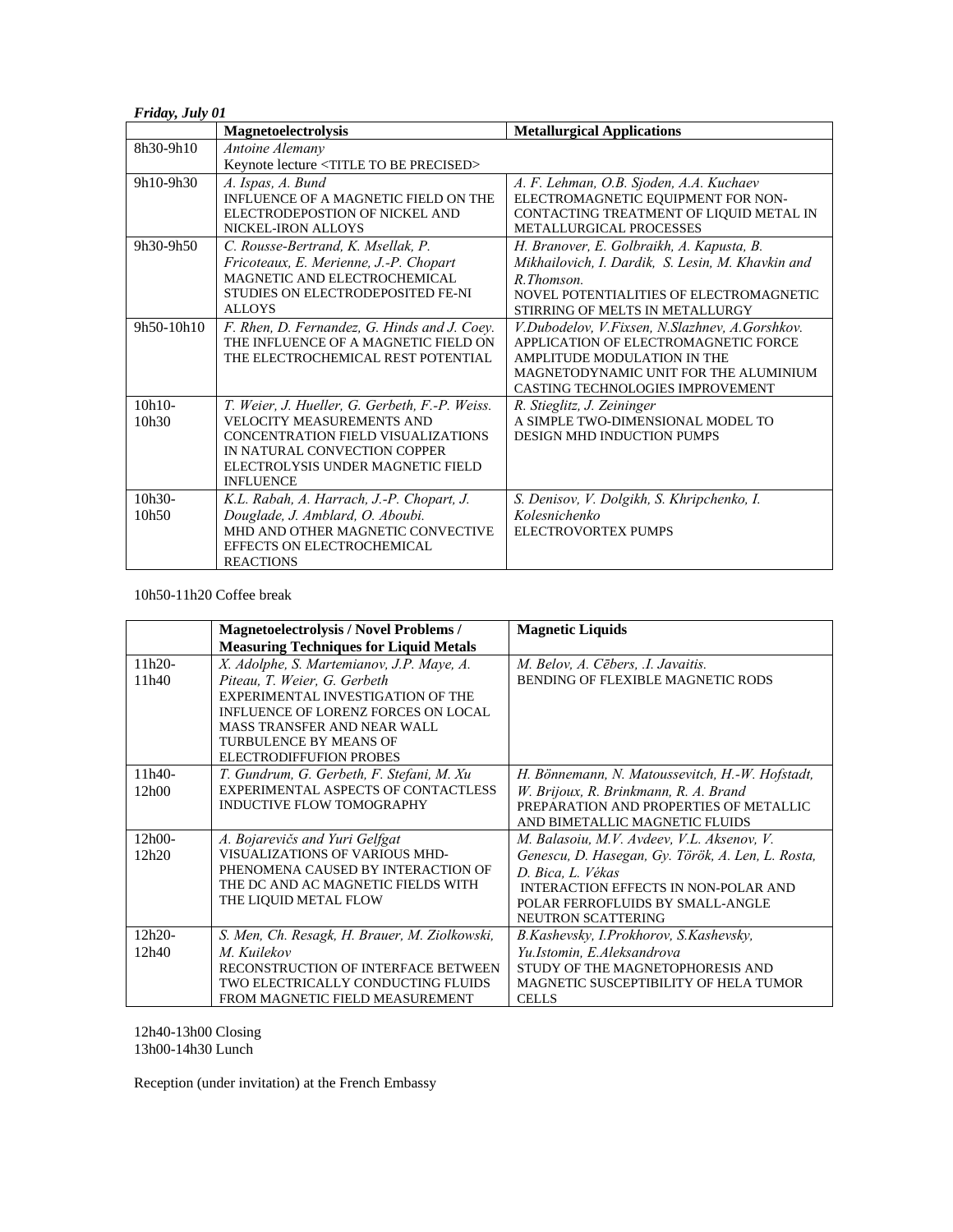*Friday, July 01*

| | Magnetoelectrolysis | Metallurgical Applications |
|---|---|---|
| 8h30-9h10 | *Antoine Alemany*<br>Keynote lecture <TITLE TO BE PRECISED> | |
| 9h10-9h30 | *A. Ispas, A. Bund*<br>INFLUENCE OF A MAGNETIC FIELD ON THE ELECTRODEPOSTION OF NICKEL AND NICKEL-IRON ALLOYS | *A. F. Lehman, O.B. Sjoden, A.A. Kuchaev*<br>ELECTROMAGNETIC EQUIPMENT FOR NON-CONTACTING TREATMENT OF LIQUID METAL IN METALLURGICAL PROCESSES |
| 9h30-9h50 | *C. Rousse-Bertrand, K. Msellak, P. Fricoteaux, E. Merienne, J.-P. Chopart*<br>MAGNETIC AND ELECTROCHEMICAL STUDIES ON ELECTRODEPOSITED FE-NI ALLOYS | *H. Branover, E. Golbraikh, A. Kapusta, B. Mikhailovich, I. Dardik, S. Lesin, M. Khavkin and R.Thomson.*<br>NOVEL POTENTIALITIES OF ELECTROMAGNETIC STIRRING OF MELTS IN METALLURGY |
| 9h50-10h10 | *F. Rhen, D. Fernandez, G. Hinds and J. Coey.*<br>THE INFLUENCE OF A MAGNETIC FIELD ON THE ELECTROCHEMICAL REST POTENTIAL | *V.Dubodelov, V.Fixsen, N.Slazhnev, A.Gorshkov.*<br>APPLICATION OF ELECTROMAGNETIC FORCE AMPLITUDE MODULATION IN THE MAGNETODYNAMIC UNIT FOR THE ALUMINIUM CASTING TECHNOLOGIES IMPROVEMENT |
| 10h10-10h30 | *T. Weier, J. Hueller, G. Gerbeth, F.-P. Weiss.*<br>VELOCITY MEASUREMENTS AND CONCENTRATION FIELD VISUALIZATIONS IN NATURAL CONVECTION COPPER ELECTROLYSIS UNDER MAGNETIC FIELD INFLUENCE | *R. Stieglitz, J. Zeininger*<br>A SIMPLE TWO-DIMENSIONAL MODEL TO DESIGN MHD INDUCTION PUMPS |
| 10h30-10h50 | *K.L. Rabah, A. Harrach, J.-P. Chopart, J. Douglade, J. Amblard, O. Aboubi.*<br>MHD AND OTHER MAGNETIC CONVECTIVE EFFECTS ON ELECTROCHEMICAL REACTIONS | *S. Denisov, V. Dolgikh, S. Khripchenko, I. Kolesnichenko*<br>ELECTROVORTEX PUMPS |

10h50-11h20 Coffee break

| | Magnetoelectrolysis / Novel Problems / Measuring Techniques for Liquid Metals | Magnetic Liquids |
|---|---|---|
| 11h20-11h40 | *X. Adolphe, S. Martemianov, J.P. Maye, A. Piteau, T. Weier, G. Gerbeth*<br>EXPERIMENTAL INVESTIGATION OF THE INFLUENCE OF LORENZ FORCES ON LOCAL MASS TRANSFER AND NEAR WALL TURBULENCE BY MEANS OF ELECTRODIFFUFION PROBES | *M. Belov, A. Cēbers, .I. Javaitis.*<br>BENDING OF FLEXIBLE MAGNETIC RODS |
| 11h40-12h00 | *T. Gundrum, G. Gerbeth, F. Stefani, M. Xu*<br>EXPERIMENTAL ASPECTS OF CONTACTLESS INDUCTIVE FLOW TOMOGRAPHY | *H. Bönnemann, N. Matoussevitch, H.-W. Hofstadt, W. Brijoux, R. Brinkmann, R. A. Brand*<br>PREPARATION AND PROPERTIES OF METALLIC AND BIMETALLIC MAGNETIC FLUIDS |
| 12h00-12h20 | *A. Bojarevičs and Yuri Gelfgat*<br>VISUALIZATIONS OF VARIOUS MHD-PHENOMENA CAUSED BY INTERACTION OF THE DC AND AC MAGNETIC FIELDS WITH THE LIQUID METAL FLOW | *M. Balasoiu, M.V. Avdeev, V.L. Aksenov, V. Genescu, D. Hasegan, Gy. Török, A. Len, L. Rosta, D. Bica, L. Vékas*<br>INTERACTION EFFECTS IN NON-POLAR AND POLAR FERROFLUIDS BY SMALL-ANGLE NEUTRON SCATTERING |
| 12h20-12h40 | *S. Men, Ch. Resagk, H. Brauer, M. Ziolkowski, M. Kuilekov*<br>RECONSTRUCTION OF INTERFACE BETWEEN TWO ELECTRICALLY CONDUCTING FLUIDS FROM MAGNETIC FIELD MEASUREMENT | *B.Kashevsky, I.Prokhorov, S.Kashevsky, Yu.Istomin, E.Aleksandrova*<br>STUDY OF THE MAGNETOPHORESIS AND MAGNETIC SUSCEPTIBILITY OF HELA TUMOR CELLS |

12h40-13h00 Closing
13h00-14h30 Lunch

Reception (under invitation) at the French Embassy